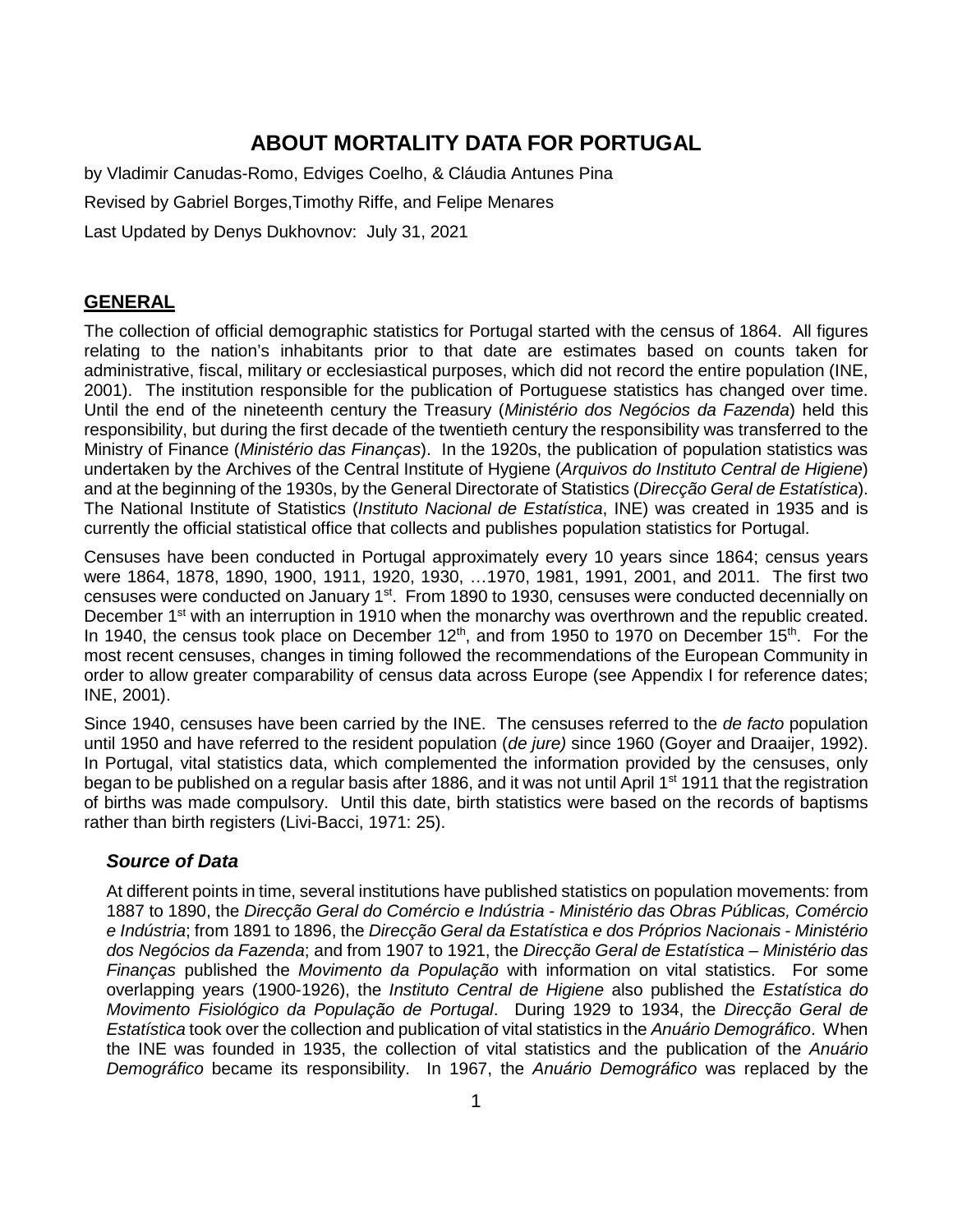# ABOUT MORTALITY DATA FOR PORTUGAL

by Vladimir Canudas-Romo, Edviges Coelho, & Cláudia Antunes Pina

Revised by Gabriel Borges,Timothy Riffe, and Felipe Menares

Last Updated by Denys Dukhovnov: July 31, 2021

## GENERAL

The collection of official demographic statistics for Portugal started with the census of 1864. All figures relating to the nation's inhabitants prior to that date are estimates based on counts taken for administrative, fiscal, military or ecclesiastical purposes, which did not record the entire population (INE, 2001). The institution responsible for the publication of Portuguese statistics has changed over time. Until the end of the nineteenth century the Treasury (*Ministério dos Negócios da Fazenda*) held this responsibility, but during the first decade of the twentieth century the responsibility was transferred to the Ministry of Finance (*Ministério das Finanças*). In the 1920s, the publication of population statistics was undertaken by the Archives of the Central Institute of Hygiene (*Arquivos do Instituto Central de Higiene*) and at the beginning of the 1930s, by the General Directorate of Statistics (*Direcção Geral de Estatística*). The National Institute of Statistics (*Instituto Nacional de Estatística*, INE) was created in 1935 and is currently the official statistical office that collects and publishes population statistics for Portugal.

Censuses have been conducted in Portugal approximately every 10 years since 1864; census years were 1864, 1878, 1890, 1900, 1911, 1920, 1930, …1970, 1981, 1991, 2001, and 2011. The first two censuses were conducted on January 1st. From 1890 to 1930, censuses were conducted decennially on December 1st with an interruption in 1910 when the monarchy was overthrown and the republic created. In 1940, the census took place on December 12th, and from 1950 to 1970 on December 15th. For the most recent censuses, changes in timing followed the recommendations of the European Community in order to allow greater comparability of census data across Europe (see Appendix I for reference dates; INE, 2001).

Since 1940, censuses have been carried by the INE. The censuses referred to the *de facto* population until 1950 and have referred to the resident population (*de jure)* since 1960 (Goyer and Draaijer, 1992). In Portugal, vital statistics data, which complemented the information provided by the censuses, only began to be published on a regular basis after 1886, and it was not until April 1st 1911 that the registration of births was made compulsory. Until this date, birth statistics were based on the records of baptisms rather than birth registers (Livi-Bacci, 1971: 25).

### *Source of Data*

At different points in time, several institutions have published statistics on population movements: from 1887 to 1890, the *Direcção Geral do Comércio e Indústria - Ministério das Obras Públicas, Comércio e Indústria*; from 1891 to 1896, the *Direcção Geral da Estatística e dos Próprios Nacionais - Ministério dos Negócios da Fazenda*; and from 1907 to 1921, the *Direcção Geral de Estatística – Ministério das Finanças* published the *Movimento da População* with information on vital statistics. For some overlapping years (1900-1926), the *Instituto Central de Higiene* also published the *Estatística do Movimento Fisiológico da População de Portugal*. During 1929 to 1934, the *Direcção Geral de Estatística* took over the collection and publication of vital statistics in the *Anuário Demográfico*. When the INE was founded in 1935, the collection of vital statistics and the publication of the *Anuário Demográfico* became its responsibility. In 1967, the *Anuário Demográfico* was replaced by the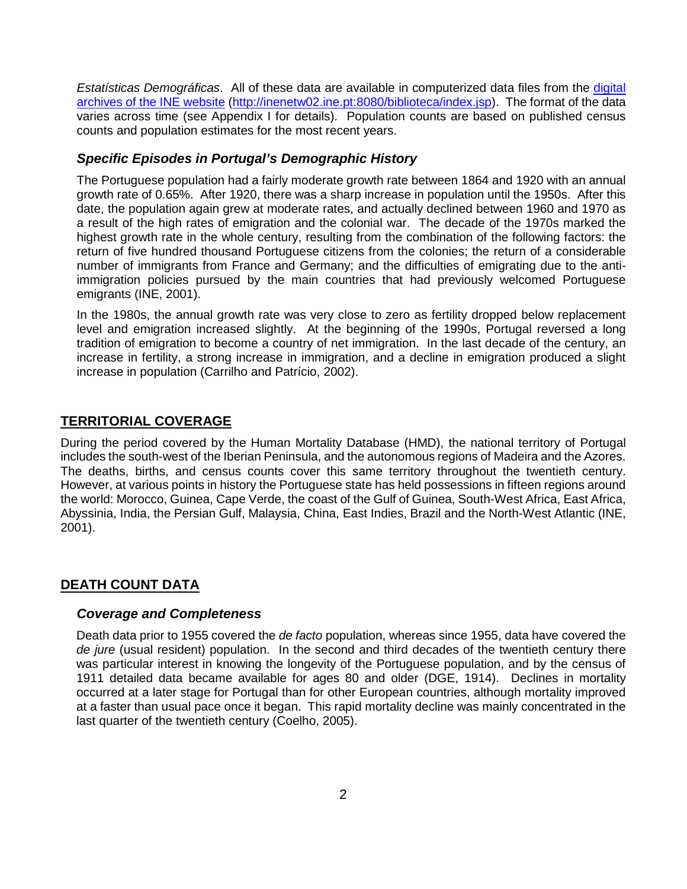*Estatísticas Demográficas*. All of these data are available in computerized data files from the [digital archives of the INE website](http://inenetw02.ine.pt:8080/biblioteca/index.jsp) (http://inenetw02.ine.pt:8080/biblioteca/index.jsp). The format of the data varies across time (see Appendix I for details). Population counts are based on published census counts and population estimates for the most recent years.

### *Specific Episodes in Portugal's Demographic History*

The Portuguese population had a fairly moderate growth rate between 1864 and 1920 with an annual growth rate of 0.65%. After 1920, there was a sharp increase in population until the 1950s. After this date, the population again grew at moderate rates, and actually declined between 1960 and 1970 as a result of the high rates of emigration and the colonial war. The decade of the 1970s marked the highest growth rate in the whole century, resulting from the combination of the following factors: the return of five hundred thousand Portuguese citizens from the colonies; the return of a considerable number of immigrants from France and Germany; and the difficulties of emigrating due to the anti-immigration policies pursued by the main countries that had previously welcomed Portuguese emigrants (INE, 2001).

In the 1980s, the annual growth rate was very close to zero as fertility dropped below replacement level and emigration increased slightly. At the beginning of the 1990s, Portugal reversed a long tradition of emigration to become a country of net immigration. In the last decade of the century, an increase in fertility, a strong increase in immigration, and a decline in emigration produced a slight increase in population (Carrilho and Patrício, 2002).

## TERRITORIAL COVERAGE

During the period covered by the Human Mortality Database (HMD), the national territory of Portugal includes the south-west of the Iberian Peninsula, and the autonomous regions of Madeira and the Azores. The deaths, births, and census counts cover this same territory throughout the twentieth century. However, at various points in history the Portuguese state has held possessions in fifteen regions around the world: Morocco, Guinea, Cape Verde, the coast of the Gulf of Guinea, South-West Africa, East Africa, Abyssinia, India, the Persian Gulf, Malaysia, China, East Indies, Brazil and the North-West Atlantic (INE, 2001).

## DEATH COUNT DATA

### *Coverage and Completeness*

Death data prior to 1955 covered the *de facto* population, whereas since 1955, data have covered the *de jure* (usual resident) population. In the second and third decades of the twentieth century there was particular interest in knowing the longevity of the Portuguese population, and by the census of 1911 detailed data became available for ages 80 and older (DGE, 1914). Declines in mortality occurred at a later stage for Portugal than for other European countries, although mortality improved at a faster than usual pace once it began. This rapid mortality decline was mainly concentrated in the last quarter of the twentieth century (Coelho, 2005).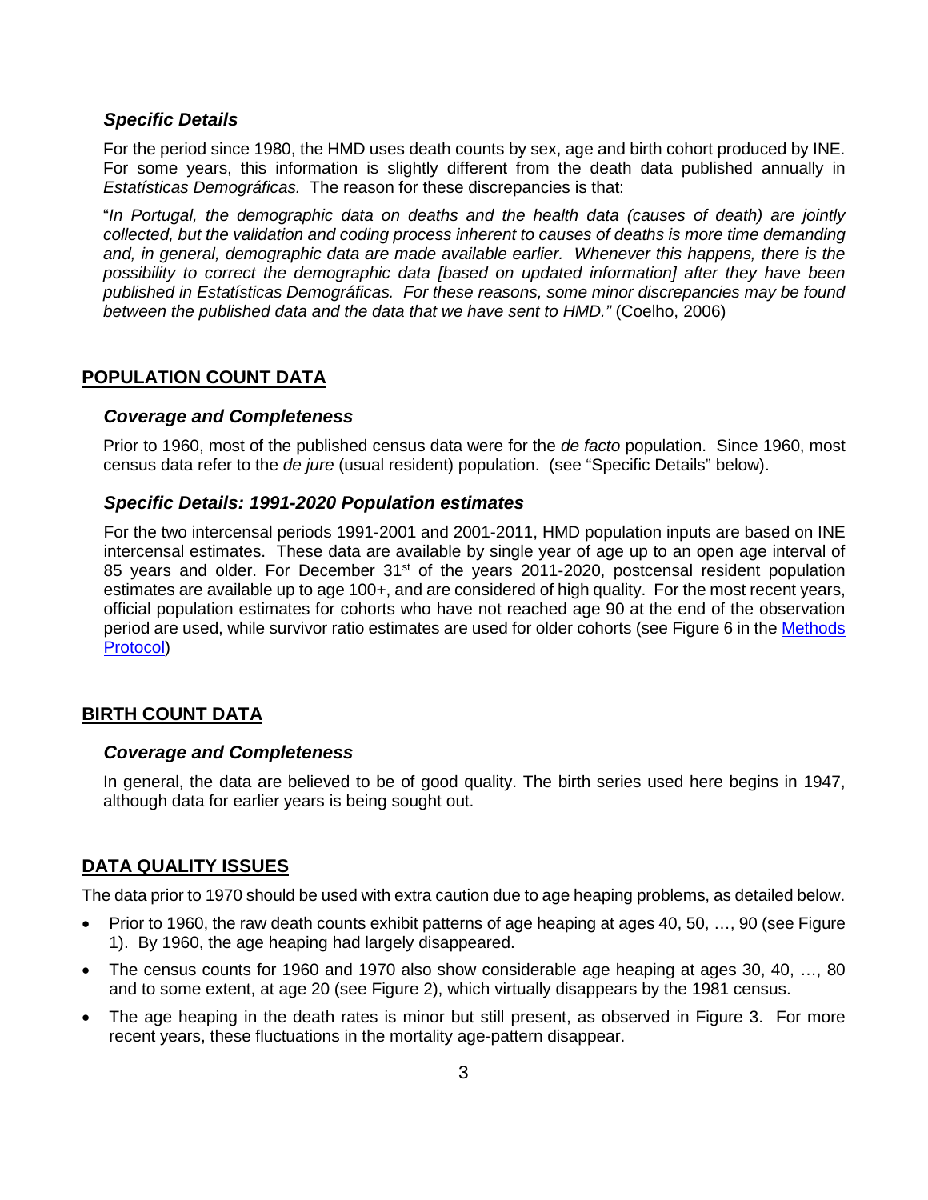### *Specific Details*

For the period since 1980, the HMD uses death counts by sex, age and birth cohort produced by INE. For some years, this information is slightly different from the death data published annually in *Estatísticas Demográficas.* The reason for these discrepancies is that:

"*In Portugal, the demographic data on deaths and the health data (causes of death) are jointly collected, but the validation and coding process inherent to causes of deaths is more time demanding and, in general, demographic data are made available earlier. Whenever this happens, there is the possibility to correct the demographic data [based on updated information] after they have been published in Estatísticas Demográficas. For these reasons, some minor discrepancies may be found between the published data and the data that we have sent to HMD."* (Coelho, 2006)

## POPULATION COUNT DATA

### *Coverage and Completeness*

Prior to 1960, most of the published census data were for the *de facto* population. Since 1960, most census data refer to the *de jure* (usual resident) population. (see "Specific Details" below).

### *Specific Details: 1991-2020 Population estimates*

For the two intercensal periods 1991-2001 and 2001-2011, HMD population inputs are based on INE intercensal estimates. These data are available by single year of age up to an open age interval of 85 years and older. For December 31st of the years 2011-2020, postcensal resident population estimates are available up to age 100+, and are considered of high quality. For the most recent years, official population estimates for cohorts who have not reached age 90 at the end of the observation period are used, while survivor ratio estimates are used for older cohorts (see Figure 6 in the Methods Protocol)

## BIRTH COUNT DATA

### *Coverage and Completeness*

In general, the data are believed to be of good quality. The birth series used here begins in 1947, although data for earlier years is being sought out.

## DATA QUALITY ISSUES

The data prior to 1970 should be used with extra caution due to age heaping problems, as detailed below.

- Prior to 1960, the raw death counts exhibit patterns of age heaping at ages 40, 50, …, 90 (see Figure 1). By 1960, the age heaping had largely disappeared.
- The census counts for 1960 and 1970 also show considerable age heaping at ages 30, 40, …, 80 and to some extent, at age 20 (see Figure 2), which virtually disappears by the 1981 census.
- The age heaping in the death rates is minor but still present, as observed in Figure 3. For more recent years, these fluctuations in the mortality age-pattern disappear.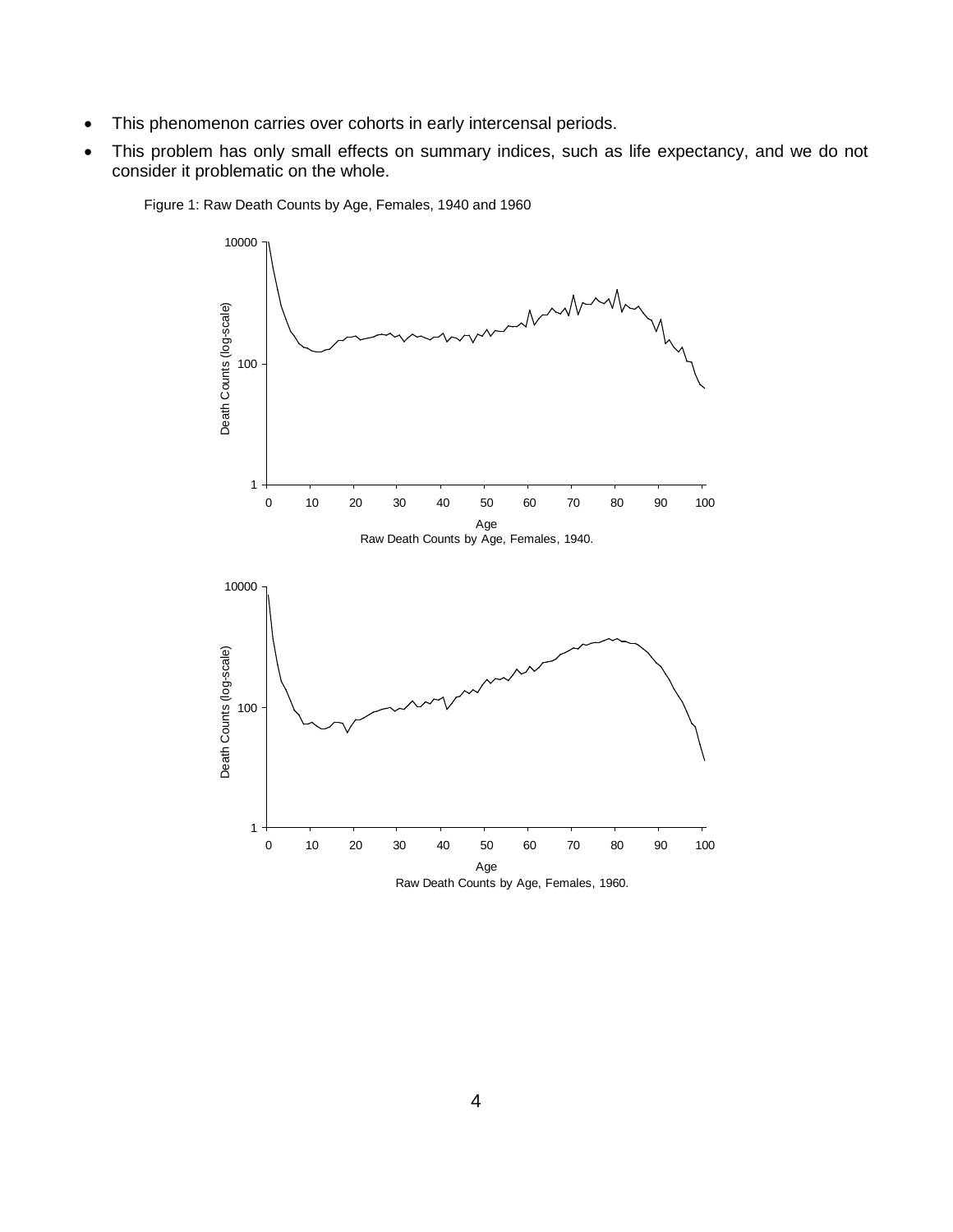- This phenomenon carries over cohorts in early intercensal periods.
- This problem has only small effects on summary indices, such as life expectancy, and we do not consider it problematic on the whole.

Figure 1: Raw Death Counts by Age, Females, 1940 and 1960

Raw Death Counts by Age, Females, 1940.

Raw Death Counts by Age, Females, 1960.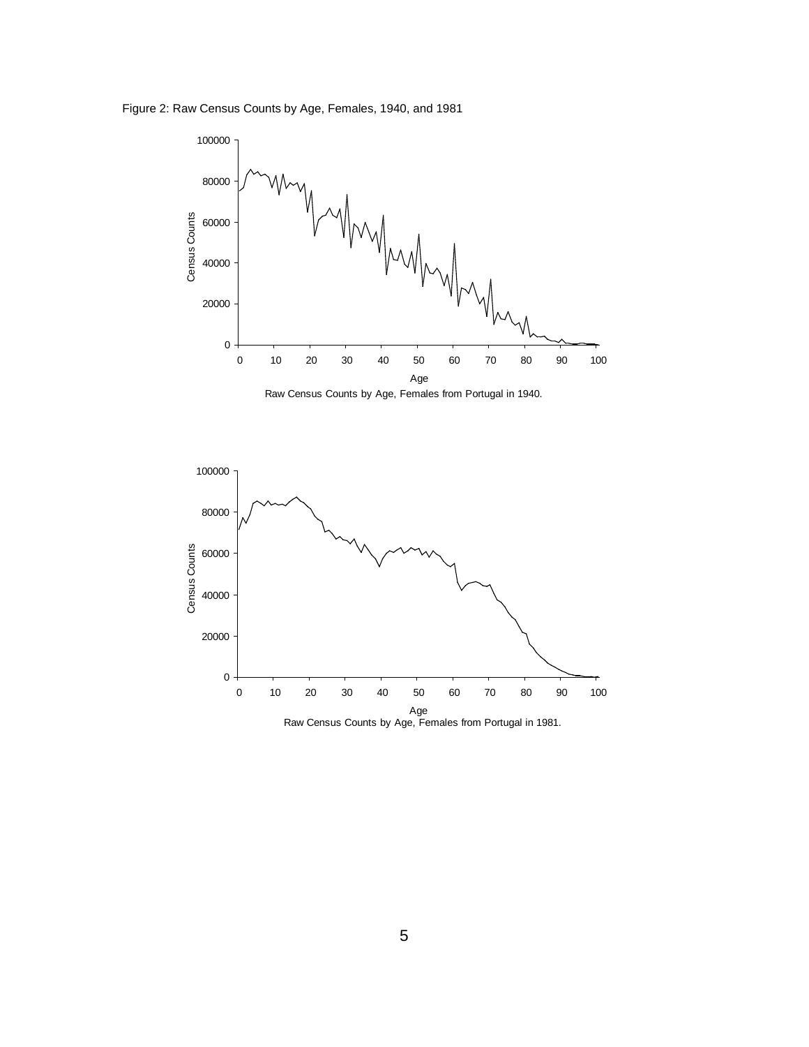Figure 2: Raw Census Counts by Age, Females, 1940, and 1981

Raw Census Counts by Age, Females from Portugal in 1940.

Raw Census Counts by Age, Females from Portugal in 1981.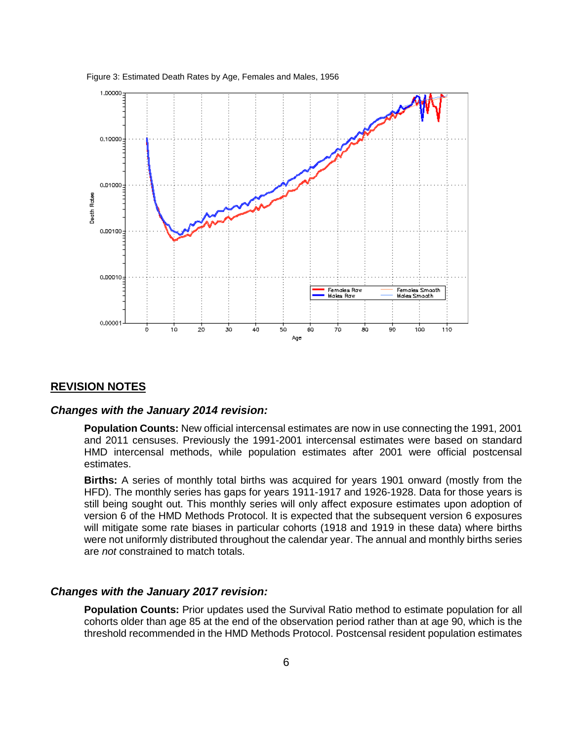Figure 3: Estimated Death Rates by Age, Females and Males, 1956

## REVISION NOTES

### *Changes with the January 2014 revision:*

**Population Counts:** New official intercensal estimates are now in use connecting the 1991, 2001 and 2011 censuses. Previously the 1991-2001 intercensal estimates were based on standard HMD intercensal methods, while population estimates after 2001 were official postcensal estimates.

**Births:** A series of monthly total births was acquired for years 1901 onward (mostly from the HFD). The monthly series has gaps for years 1911-1917 and 1926-1928. Data for those years is still being sought out. This monthly series will only affect exposure estimates upon adoption of version 6 of the HMD Methods Protocol. It is expected that the subsequent version 6 exposures will mitigate some rate biases in particular cohorts (1918 and 1919 in these data) where births were not uniformly distributed throughout the calendar year. The annual and monthly births series are *not* constrained to match totals.

### *Changes with the January 2017 revision:*

**Population Counts:** Prior updates used the Survival Ratio method to estimate population for all cohorts older than age 85 at the end of the observation period rather than at age 90, which is the threshold recommended in the HMD Methods Protocol. Postcensal resident population estimates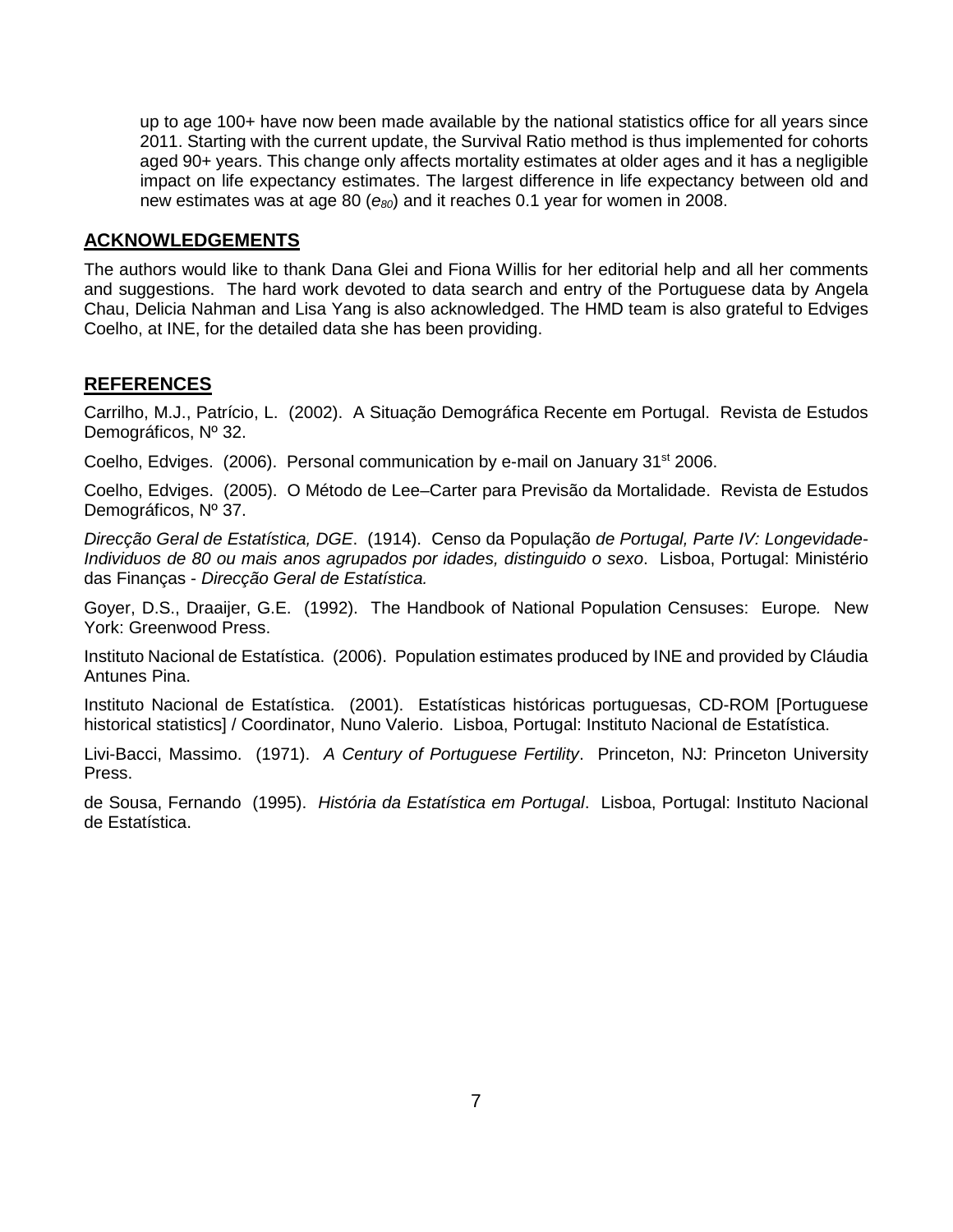up to age 100+ have now been made available by the national statistics office for all years since 2011. Starting with the current update, the Survival Ratio method is thus implemented for cohorts aged 90+ years. This change only affects mortality estimates at older ages and it has a negligible impact on life expectancy estimates. The largest difference in life expectancy between old and new estimates was at age 80 ($e_{80}$) and it reaches 0.1 year for women in 2008.

## ACKNOWLEDGEMENTS

The authors would like to thank Dana Glei and Fiona Willis for her editorial help and all her comments and suggestions. The hard work devoted to data search and entry of the Portuguese data by Angela Chau, Delicia Nahman and Lisa Yang is also acknowledged. The HMD team is also grateful to Edviges Coelho, at INE, for the detailed data she has been providing.

## REFERENCES

Carrilho, M.J., Patrício, L. (2002). A Situação Demográfica Recente em Portugal. Revista de Estudos Demográficos, Nº 32.

Coelho, Edviges. (2006). Personal communication by e-mail on January 31st 2006.

Coelho, Edviges. (2005). O Método de Lee–Carter para Previsão da Mortalidade. Revista de Estudos Demográficos, Nº 37.

*Direcção Geral de Estatística, DGE*. (1914). Censo da População *de Portugal, Parte IV: Longevidade-Individuos de 80 ou mais anos agrupados por idades, distinguido o sexo*. Lisboa, Portugal: Ministério das Finanças - *Direcção Geral de Estatística.*

Goyer, D.S., Draaijer, G.E. (1992). The Handbook of National Population Censuses: Europe*.* New York: Greenwood Press.

Instituto Nacional de Estatística. (2006). Population estimates produced by INE and provided by Cláudia Antunes Pina.

Instituto Nacional de Estatística. (2001). Estatísticas históricas portuguesas, CD-ROM [Portuguese historical statistics] / Coordinator, Nuno Valerio. Lisboa, Portugal: Instituto Nacional de Estatística.

Livi-Bacci, Massimo. (1971). *A Century of Portuguese Fertility*. Princeton, NJ: Princeton University Press.

de Sousa, Fernando (1995). *História da Estatística em Portugal*. Lisboa, Portugal: Instituto Nacional de Estatística.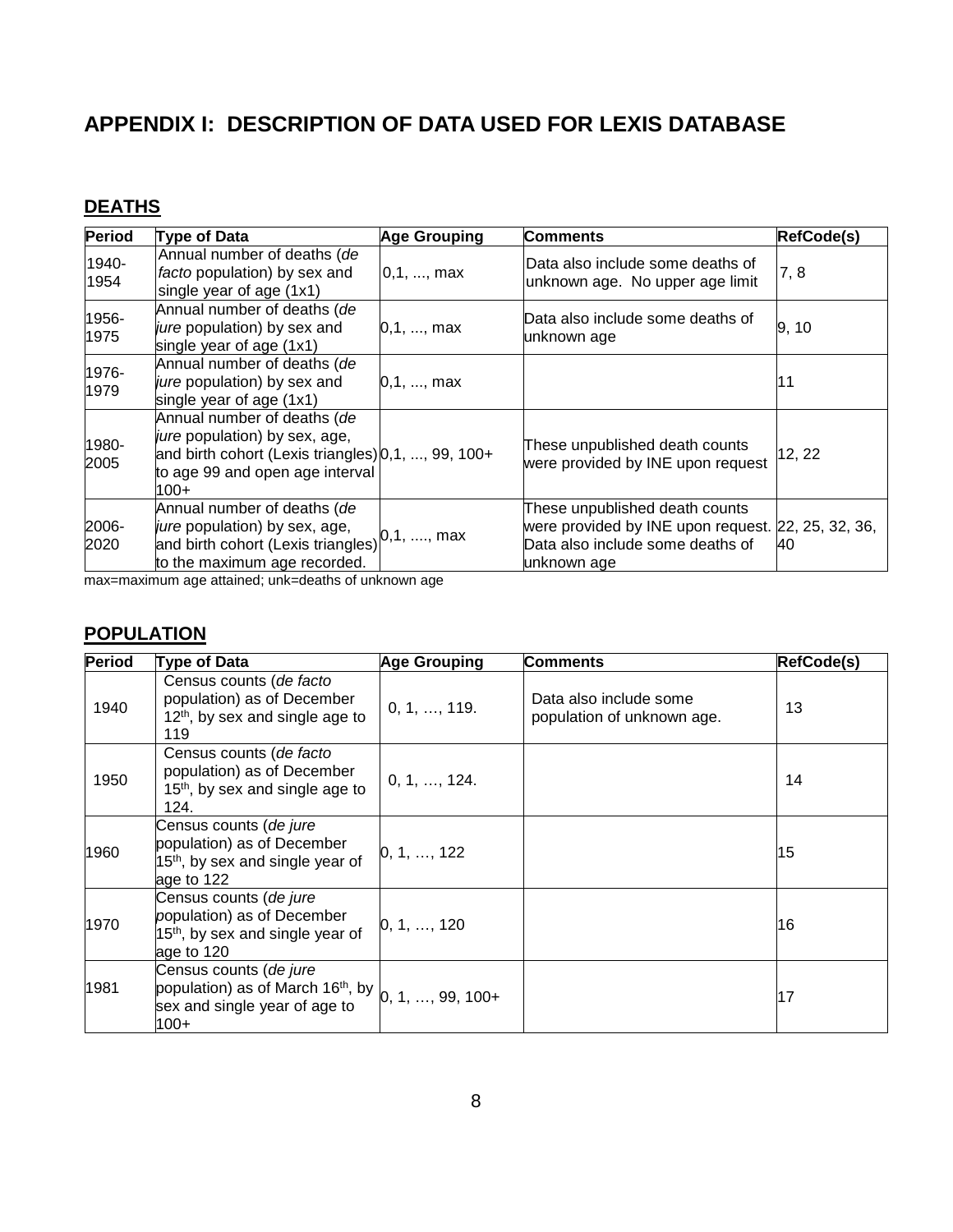# APPENDIX I: DESCRIPTION OF DATA USED FOR LEXIS DATABASE

## DEATHS

| Period | Type of Data | Age Grouping | Comments | RefCode(s) |
|---|---|---|---|---|
| 1940-1954 | Annual number of deaths (*de facto* population) by sex and single year of age (1x1) | 0,1, ..., max | Data also include some deaths of unknown age. No upper age limit | 7, 8 |
| 1956-1975 | Annual number of deaths (*de jure* population) by sex and single year of age (1x1) | 0,1, ..., max | Data also include some deaths of unknown age | 9, 10 |
| 1976-1979 | Annual number of deaths (*de jure* population) by sex and single year of age (1x1) | 0,1, ..., max | | 11 |
| 1980-2005 | Annual number of deaths (*de jure* population) by sex, age, and birth cohort (Lexis triangles) to age 99 and open age interval 100+ | 0,1, ..., 99, 100+ | These unpublished death counts were provided by INE upon request | 12, 22 |
| 2006-2020 | Annual number of deaths (*de jure* population) by sex, age, and birth cohort (Lexis triangles) to the maximum age recorded. | 0,1, ...., max | These unpublished death counts were provided by INE upon request. Data also include some deaths of unknown age | 22, 25, 32, 36, 40 |

max=maximum age attained; unk=deaths of unknown age

## POPULATION

| Period | Type of Data | Age Grouping | Comments | RefCode(s) |
|---|---|---|---|---|
| 1940 | Census counts (*de facto* population) as of December 12th, by sex and single age to 119 | 0, 1, …, 119. | Data also include some population of unknown age. | 13 |
| 1950 | Census counts (*de facto* population) as of December 15th, by sex and single age to 124. | 0, 1, …, 124. | | 14 |
| 1960 | Census counts (*de jure* population) as of December 15th, by sex and single year of age to 122 | 0, 1, …, 122 | | 15 |
| 1970 | Census counts (*de jure* population) as of December 15th, by sex and single year of age to 120 | 0, 1, …, 120 | | 16 |
| 1981 | Census counts (*de jure* population) as of March 16th, by sex and single year of age to 100+ | 0, 1, …, 99, 100+ | | 17 |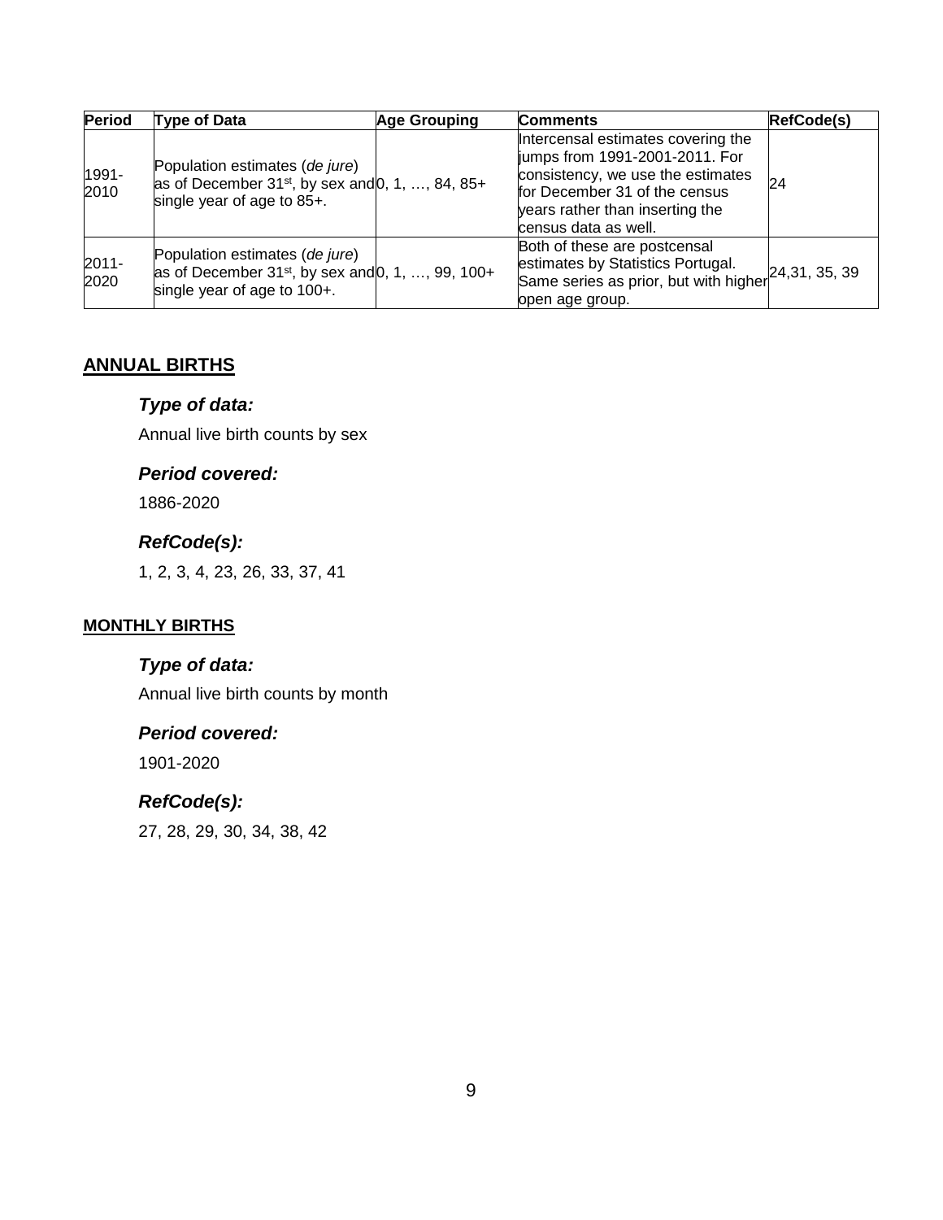| Period | Type of Data | Age Grouping | Comments | RefCode(s) |
|---|---|---|---|---|
| 1991-2010 | Population estimates (*de jure*) as of December 31st, by sex and single year of age to 85+. | 0, 1, …, 84, 85+ | Intercensal estimates covering the jumps from 1991-2001-2011. For consistency, we use the estimates for December 31 of the census years rather than inserting the census data as well. | 24 |
| 2011-2020 | Population estimates (*de jure*) as of December 31st, by sex and single year of age to 100+. | 0, 1, …, 99, 100+ | Both of these are postcensal estimates by Statistics Portugal. Same series as prior, but with higher open age group. | 24,31, 35, 39 |

## ANNUAL BIRTHS

### *Type of data:*

Annual live birth counts by sex

### *Period covered:*

1886-2020

### *RefCode(s):*

1, 2, 3, 4, 23, 26, 33, 37, 41

## MONTHLY BIRTHS

### *Type of data:*

Annual live birth counts by month

### *Period covered:*

1901-2020

### *RefCode(s):*

27, 28, 29, 30, 34, 38, 42